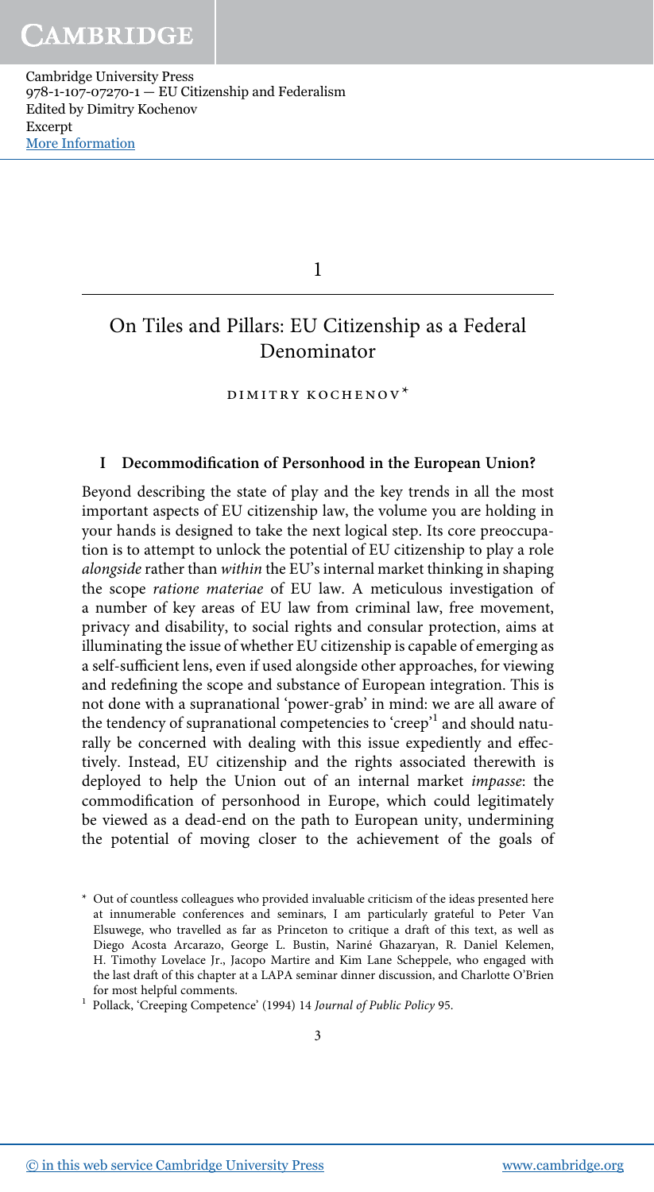# 1

## On Tiles and Pillars: EU Citizenship as a Federal Denominator

DIMITRY KOCHENOV*

### I Decommodification of Personhood in the European Union?

Beyond describing the state of play and the key trends in all the most important aspects of EU citizenship law, the volume you are holding in your hands is designed to take the next logical step. Its core preoccupation is to attempt to unlock the potential of EU citizenship to play a role *alongside* rather than *within* the EU's internal market thinking in shaping the scope *ratione materiae* of EU law. A meticulous investigation of a number of key areas of EU law from criminal law, free movement, privacy and disability, to social rights and consular protection, aims at illuminating the issue of whether EU citizenship is capable of emerging as a self-sufficient lens, even if used alongside other approaches, for viewing and redefining the scope and substance of European integration. This is not done with a supranational 'power-grab' in mind: we are all aware of the tendency of supranational competencies to 'creep'[1] and should naturally be concerned with dealing with this issue expediently and effectively. Instead, EU citizenship and the rights associated therewith is deployed to help the Union out of an internal market *impasse*: the commodification of personhood in Europe, which could legitimately be viewed as a dead-end on the path to European unity, undermining the potential of moving closer to the achievement of the goals of

---

\* Out of countless colleagues who provided invaluable criticism of the ideas presented here at innumerable conferences and seminars, I am particularly grateful to Peter Van Elsuwege, who travelled as far as Princeton to critique a draft of this text, as well as Diego Acosta Arcarazo, George L. Bustin, Nariné Ghazaryan, R. Daniel Kelemen, H. Timothy Lovelace Jr., Jacopo Martire and Kim Lane Scheppele, who engaged with the last draft of this chapter at a LAPA seminar dinner discussion, and Charlotte O'Brien for most helpful comments.

[1] Pollack, 'Creeping Competence' (1994) 14 *Journal of Public Policy* 95.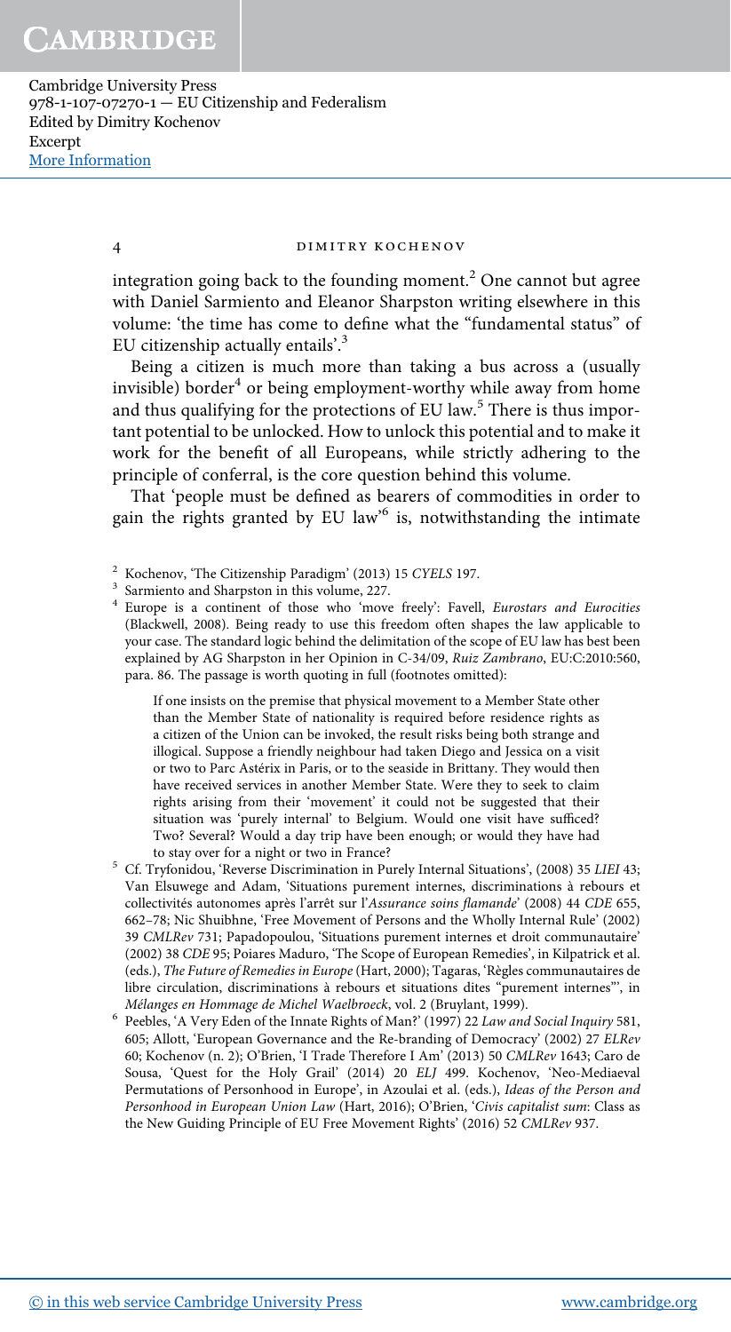integration going back to the founding moment.[2] One cannot but agree with Daniel Sarmiento and Eleanor Sharpston writing elsewhere in this volume: 'the time has come to define what the "fundamental status" of EU citizenship actually entails'.[3]

Being a citizen is much more than taking a bus across a (usually invisible) border[4] or being employment-worthy while away from home and thus qualifying for the protections of EU law.[5] There is thus important potential to be unlocked. How to unlock this potential and to make it work for the benefit of all Europeans, while strictly adhering to the principle of conferral, is the core question behind this volume.

That 'people must be defined as bearers of commodities in order to gain the rights granted by EU law'[6] is, notwithstanding the intimate

---

[2] Kochenov, 'The Citizenship Paradigm' (2013) 15 *CYELS* 197.

[3] Sarmiento and Sharpston in this volume, 227.

[4] Europe is a continent of those who 'move freely': Favell, *Eurostars and Eurocities* (Blackwell, 2008). Being ready to use this freedom often shapes the law applicable to your case. The standard logic behind the delimitation of the scope of EU law has best been explained by AG Sharpston in her Opinion in C-34/09, *Ruiz Zambrano*, EU:C:2010:560, para. 86. The passage is worth quoting in full (footnotes omitted):

> If one insists on the premise that physical movement to a Member State other than the Member State of nationality is required before residence rights as a citizen of the Union can be invoked, the result risks being both strange and illogical. Suppose a friendly neighbour had taken Diego and Jessica on a visit or two to Parc Astérix in Paris, or to the seaside in Brittany. They would then have received services in another Member State. Were they to seek to claim rights arising from their 'movement' it could not be suggested that their situation was 'purely internal' to Belgium. Would one visit have sufficed? Two? Several? Would a day trip have been enough; or would they have had to stay over for a night or two in France?

[5] Cf. Tryfonidou, 'Reverse Discrimination in Purely Internal Situations', (2008) 35 *LIEI* 43; Van Elsuwege and Adam, 'Situations purement internes, discriminations à rebours et collectivités autonomes après l'arrêt sur l'*Assurance soins flamande*' (2008) 44 *CDE* 655, 662–78; Nic Shuibhne, 'Free Movement of Persons and the Wholly Internal Rule' (2002) 39 *CMLRev* 731; Papadopoulou, 'Situations purement internes et droit communautaire' (2002) 38 *CDE* 95; Poiares Maduro, 'The Scope of European Remedies', in Kilpatrick et al. (eds.), *The Future of Remedies in Europe* (Hart, 2000); Tagaras, 'Règles communautaires de libre circulation, discriminations à rebours et situations dites "purement internes"', in *Mélanges en Hommage de Michel Waelbroeck*, vol. 2 (Bruylant, 1999).

[6] Peebles, 'A Very Eden of the Innate Rights of Man?' (1997) 22 *Law and Social Inquiry* 581, 605; Allott, 'European Governance and the Re-branding of Democracy' (2002) 27 *ELRev* 60; Kochenov (n. 2); O'Brien, 'I Trade Therefore I Am' (2013) 50 *CMLRev* 1643; Caro de Sousa, 'Quest for the Holy Grail' (2014) 20 *ELJ* 499. Kochenov, 'Neo-Mediaeval Permutations of Personhood in Europe', in Azoulai et al. (eds.), *Ideas of the Person and Personhood in European Union Law* (Hart, 2016); O'Brien, '*Civis capitalist sum*: Class as the New Guiding Principle of EU Free Movement Rights' (2016) 52 *CMLRev* 937.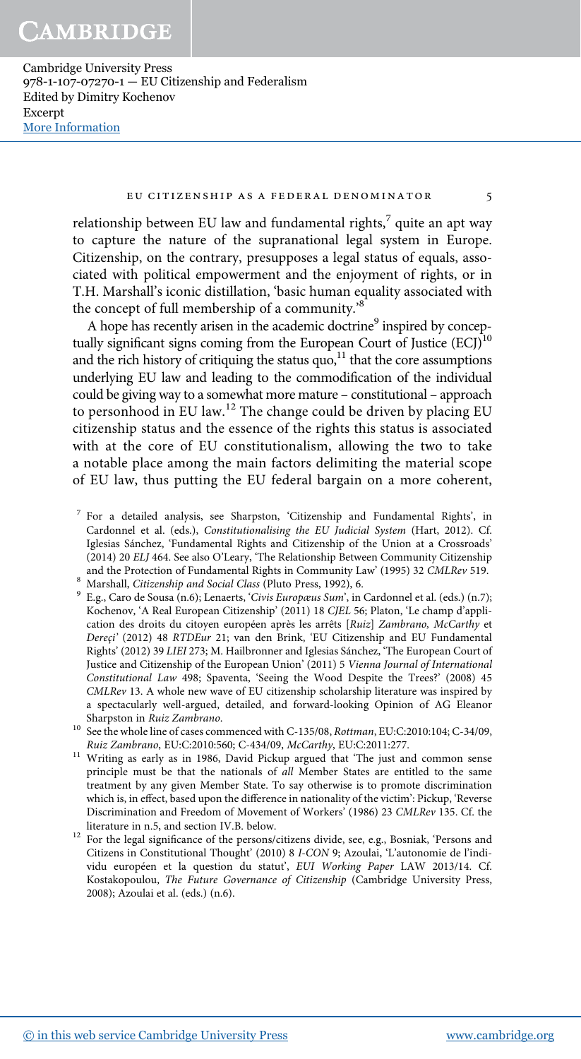relationship between EU law and fundamental rights,[7] quite an apt way to capture the nature of the supranational legal system in Europe. Citizenship, on the contrary, presupposes a legal status of equals, associated with political empowerment and the enjoyment of rights, or in T.H. Marshall's iconic distillation, 'basic human equality associated with the concept of full membership of a community.'[8]

A hope has recently arisen in the academic doctrine[9] inspired by conceptually significant signs coming from the European Court of Justice (ECJ)[10] and the rich history of critiquing the status quo,[11] that the core assumptions underlying EU law and leading to the commodification of the individual could be giving way to a somewhat more mature – constitutional – approach to personhood in EU law.[12] The change could be driven by placing EU citizenship status and the essence of the rights this status is associated with at the core of EU constitutionalism, allowing the two to take a notable place among the main factors delimiting the material scope of EU law, thus putting the EU federal bargain on a more coherent,

[7] For a detailed analysis, see Sharpston, 'Citizenship and Fundamental Rights', in Cardonnel et al. (eds.), *Constitutionalising the EU Judicial System* (Hart, 2012). Cf. Iglesias Sánchez, 'Fundamental Rights and Citizenship of the Union at a Crossroads' (2014) 20 *ELJ* 464. See also O'Leary, 'The Relationship Between Community Citizenship and the Protection of Fundamental Rights in Community Law' (1995) 32 *CMLRev* 519.

[8] Marshall, *Citizenship and Social Class* (Pluto Press, 1992), 6.

[9] E.g., Caro de Sousa (n.6); Lenaerts, '*Civis Europæus Sum*', in Cardonnel et al. (eds.) (n.7); Kochenov, 'A Real European Citizenship' (2011) 18 *CJEL* 56; Platon, 'Le champ d'application des droits du citoyen européen après les arrêts [*Ruiz*] *Zambrano, McCarthy* et *Dereçi*' (2012) 48 *RTDEur* 21; van den Brink, 'EU Citizenship and EU Fundamental Rights' (2012) 39 *LIEI* 273; M. Hailbronner and Iglesias Sánchez, 'The European Court of Justice and Citizenship of the European Union' (2011) 5 *Vienna Journal of International Constitutional Law* 498; Spaventa, 'Seeing the Wood Despite the Trees?' (2008) 45 *CMLRev* 13. A whole new wave of EU citizenship scholarship literature was inspired by a spectacularly well-argued, detailed, and forward-looking Opinion of AG Eleanor Sharpston in *Ruiz Zambrano*.

[10] See the whole line of cases commenced with C-135/08, *Rottman*, EU:C:2010:104; C-34/09, *Ruiz Zambrano*, EU:C:2010:560; C-434/09, *McCarthy*, EU:C:2011:277.

[11] Writing as early as in 1986, David Pickup argued that 'The just and common sense principle must be that the nationals of *all* Member States are entitled to the same treatment by any given Member State. To say otherwise is to promote discrimination which is, in effect, based upon the difference in nationality of the victim': Pickup, 'Reverse Discrimination and Freedom of Movement of Workers' (1986) 23 *CMLRev* 135. Cf. the literature in n.5, and section IV.B. below.

[12] For the legal significance of the persons/citizens divide, see, e.g., Bosniak, 'Persons and Citizens in Constitutional Thought' (2010) 8 *I-CON* 9; Azoulai, 'L'autonomie de l'individu européen et la question du statut', *EUI Working Paper* LAW 2013/14. Cf. Kostakopoulou, *The Future Governance of Citizenship* (Cambridge University Press, 2008); Azoulai et al. (eds.) (n.6).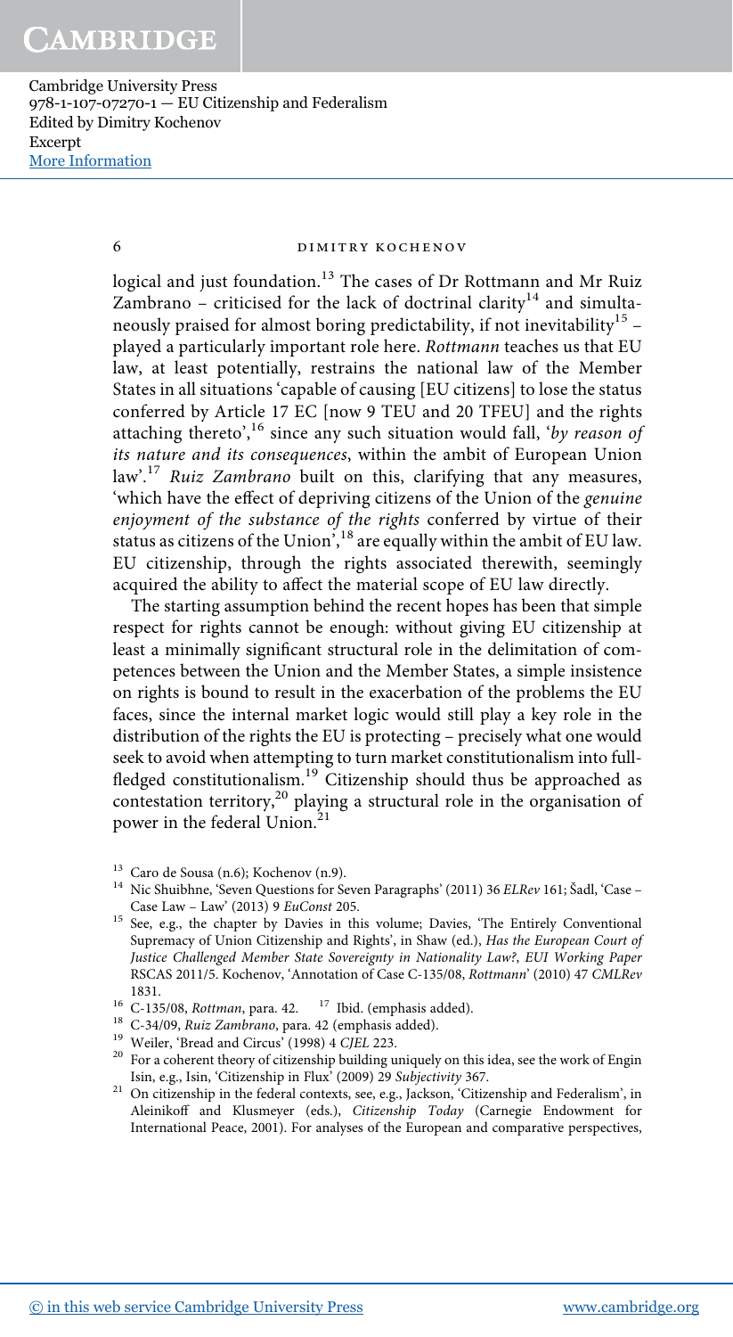logical and just foundation.[13] The cases of Dr Rottmann and Mr Ruiz Zambrano – criticised for the lack of doctrinal clarity[14] and simultaneously praised for almost boring predictability, if not inevitability[15] – played a particularly important role here. *Rottmann* teaches us that EU law, at least potentially, restrains the national law of the Member States in all situations 'capable of causing [EU citizens] to lose the status conferred by Article 17 EC [now 9 TEU and 20 TFEU] and the rights attaching thereto',[16] since any such situation would fall, '*by reason of its nature and its consequences*, within the ambit of European Union law'.[17] *Ruiz Zambrano* built on this, clarifying that any measures, 'which have the effect of depriving citizens of the Union of the *genuine enjoyment of the substance of the rights* conferred by virtue of their status as citizens of the Union',[18] are equally within the ambit of EU law. EU citizenship, through the rights associated therewith, seemingly acquired the ability to affect the material scope of EU law directly.

The starting assumption behind the recent hopes has been that simple respect for rights cannot be enough: without giving EU citizenship at least a minimally significant structural role in the delimitation of competences between the Union and the Member States, a simple insistence on rights is bound to result in the exacerbation of the problems the EU faces, since the internal market logic would still play a key role in the distribution of the rights the EU is protecting – precisely what one would seek to avoid when attempting to turn market constitutionalism into full-fledged constitutionalism.[19] Citizenship should thus be approached as contestation territory,[20] playing a structural role in the organisation of power in the federal Union.[21]

[13] Caro de Sousa (n.6); Kochenov (n.9).

[14] Nic Shuibhne, 'Seven Questions for Seven Paragraphs' (2011) 36 *ELRev* 161; Šadl, 'Case – Case Law – Law' (2013) 9 *EuConst* 205.

[15] See, e.g., the chapter by Davies in this volume; Davies, 'The Entirely Conventional Supremacy of Union Citizenship and Rights', in Shaw (ed.), *Has the European Court of Justice Challenged Member State Sovereignty in Nationality Law?*, *EUI Working Paper* RSCAS 2011/5. Kochenov, 'Annotation of Case C-135/08, *Rottmann*' (2010) 47 *CMLRev* 1831.

[16] C-135/08, *Rottman*, para. 42.

[17] Ibid. (emphasis added).

[18] C-34/09, *Ruiz Zambrano*, para. 42 (emphasis added).

[19] Weiler, 'Bread and Circus' (1998) 4 *CJEL* 223.

[20] For a coherent theory of citizenship building uniquely on this idea, see the work of Engin Isin, e.g., Isin, 'Citizenship in Flux' (2009) 29 *Subjectivity* 367.

[21] On citizenship in the federal contexts, see, e.g., Jackson, 'Citizenship and Federalism', in Aleinikoff and Klusmeyer (eds.), *Citizenship Today* (Carnegie Endowment for International Peace, 2001). For analyses of the European and comparative perspectives,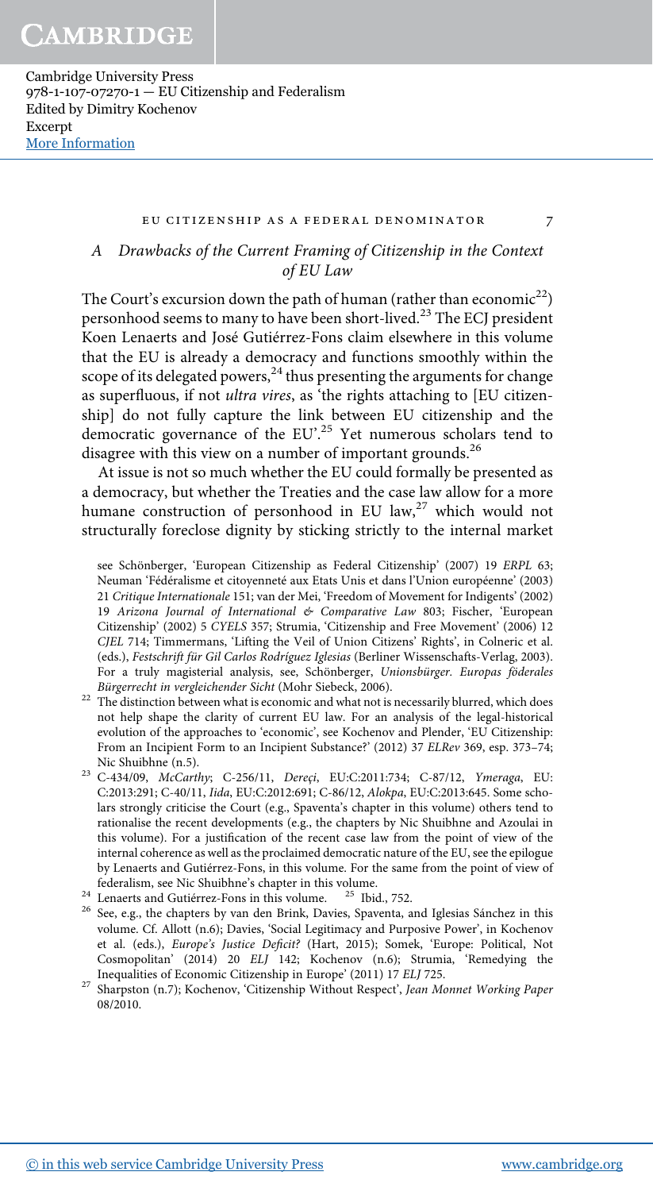### A Drawbacks of the Current Framing of Citizenship in the Context of EU Law

The Court's excursion down the path of human (rather than economic[22]) personhood seems to many to have been short-lived.[23] The ECJ president Koen Lenaerts and José Gutiérrez-Fons claim elsewhere in this volume that the EU is already a democracy and functions smoothly within the scope of its delegated powers,[24] thus presenting the arguments for change as superfluous, if not *ultra vires*, as 'the rights attaching to [EU citizenship] do not fully capture the link between EU citizenship and the democratic governance of the EU'.[25] Yet numerous scholars tend to disagree with this view on a number of important grounds.[26]

At issue is not so much whether the EU could formally be presented as a democracy, but whether the Treaties and the case law allow for a more humane construction of personhood in EU law,[27] which would not structurally foreclose dignity by sticking strictly to the internal market

see Schönberger, 'European Citizenship as Federal Citizenship' (2007) 19 *ERPL* 63; Neuman 'Fédéralisme et citoyenneté aux Etats Unis et dans l'Union européenne' (2003) 21 *Critique Internationale* 151; van der Mei, 'Freedom of Movement for Indigents' (2002) 19 *Arizona Journal of International & Comparative Law* 803; Fischer, 'European Citizenship' (2002) 5 *CYELS* 357; Strumia, 'Citizenship and Free Movement' (2006) 12 *CJEL* 714; Timmermans, 'Lifting the Veil of Union Citizens' Rights', in Colneric et al. (eds.), *Festschrift für Gil Carlos Rodríguez Iglesias* (Berliner Wissenschafts-Verlag, 2003). For a truly magisterial analysis, see, Schönberger, *Unionsbürger. Europas föderales Bürgerrecht in vergleichender Sicht* (Mohr Siebeck, 2006).

[22] The distinction between what is economic and what not is necessarily blurred, which does not help shape the clarity of current EU law. For an analysis of the legal-historical evolution of the approaches to 'economic', see Kochenov and Plender, 'EU Citizenship: From an Incipient Form to an Incipient Substance?' (2012) 37 *ELRev* 369, esp. 373–74; Nic Shuibhne (n.5).

[23] C-434/09, *McCarthy*; C-256/11, *Dereçi*, EU:C:2011:734; C-87/12, *Ymeraga*, EU:C:2013:291; C-40/11, *Iida*, EU:C:2012:691; C-86/12, *Alokpa*, EU:C:2013:645. Some scholars strongly criticise the Court (e.g., Spaventa's chapter in this volume) others tend to rationalise the recent developments (e.g., the chapters by Nic Shuibhne and Azoulai in this volume). For a justification of the recent case law from the point of view of the internal coherence as well as the proclaimed democratic nature of the EU, see the epilogue by Lenaerts and Gutiérrez-Fons, in this volume. For the same from the point of view of federalism, see Nic Shuibhne's chapter in this volume.

[24] Lenaerts and Gutiérrez-Fons in this volume.

[25] Ibid., 752.

[26] See, e.g., the chapters by van den Brink, Davies, Spaventa, and Iglesias Sánchez in this volume. Cf. Allott (n.6); Davies, 'Social Legitimacy and Purposive Power', in Kochenov et al. (eds.), *Europe's Justice Deficit?* (Hart, 2015); Somek, 'Europe: Political, Not Cosmopolitan' (2014) 20 *ELJ* 142; Kochenov (n.6); Strumia, 'Remedying the Inequalities of Economic Citizenship in Europe' (2011) 17 *ELJ* 725.

[27] Sharpston (n.7); Kochenov, 'Citizenship Without Respect', *Jean Monnet Working Paper* 08/2010.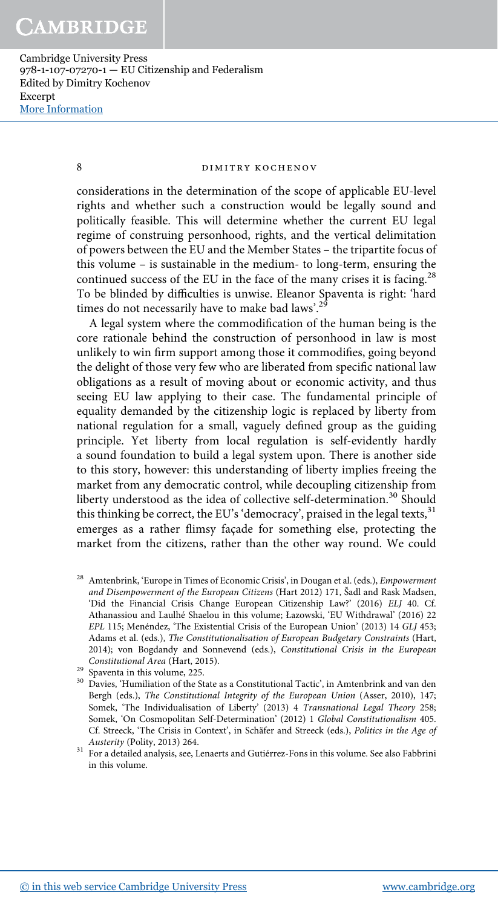considerations in the determination of the scope of applicable EU-level rights and whether such a construction would be legally sound and politically feasible. This will determine whether the current EU legal regime of construing personhood, rights, and the vertical delimitation of powers between the EU and the Member States – the tripartite focus of this volume – is sustainable in the medium- to long-term, ensuring the continued success of the EU in the face of the many crises it is facing.[28] To be blinded by difficulties is unwise. Eleanor Spaventa is right: 'hard times do not necessarily have to make bad laws'.[29]

A legal system where the commodification of the human being is the core rationale behind the construction of personhood in law is most unlikely to win firm support among those it commodifies, going beyond the delight of those very few who are liberated from specific national law obligations as a result of moving about or economic activity, and thus seeing EU law applying to their case. The fundamental principle of equality demanded by the citizenship logic is replaced by liberty from national regulation for a small, vaguely defined group as the guiding principle. Yet liberty from local regulation is self-evidently hardly a sound foundation to build a legal system upon. There is another side to this story, however: this understanding of liberty implies freeing the market from any democratic control, while decoupling citizenship from liberty understood as the idea of collective self-determination.[30] Should this thinking be correct, the EU's 'democracy', praised in the legal texts,[31] emerges as a rather flimsy façade for something else, protecting the market from the citizens, rather than the other way round. We could

---

[28] Amtenbrink, 'Europe in Times of Economic Crisis', in Dougan et al. (eds.), *Empowerment and Disempowerment of the European Citizens* (Hart 2012) 171, Šadl and Rask Madsen, 'Did the Financial Crisis Change European Citizenship Law?' (2016) *ELJ* 40. Cf. Athanassiou and Laulhé Shaelou in this volume; Łazowski, 'EU Withdrawal' (2016) 22 *EPL* 115; Menéndez, 'The Existential Crisis of the European Union' (2013) 14 *GLJ* 453; Adams et al. (eds.), *The Constitutionalisation of European Budgetary Constraints* (Hart, 2014); von Bogdandy and Sonnevend (eds.), *Constitutional Crisis in the European Constitutional Area* (Hart, 2015).

[29] Spaventa in this volume, 225.

[30] Davies, 'Humiliation of the State as a Constitutional Tactic', in Amtenbrink and van den Bergh (eds.), *The Constitutional Integrity of the European Union* (Asser, 2010), 147; Somek, 'The Individualisation of Liberty' (2013) 4 *Transnational Legal Theory* 258; Somek, 'On Cosmopolitan Self-Determination' (2012) 1 *Global Constitutionalism* 405. Cf. Streeck, 'The Crisis in Context', in Schäfer and Streeck (eds.), *Politics in the Age of Austerity* (Polity, 2013) 264.

[31] For a detailed analysis, see, Lenaerts and Gutiérrez-Fons in this volume. See also Fabbrini in this volume.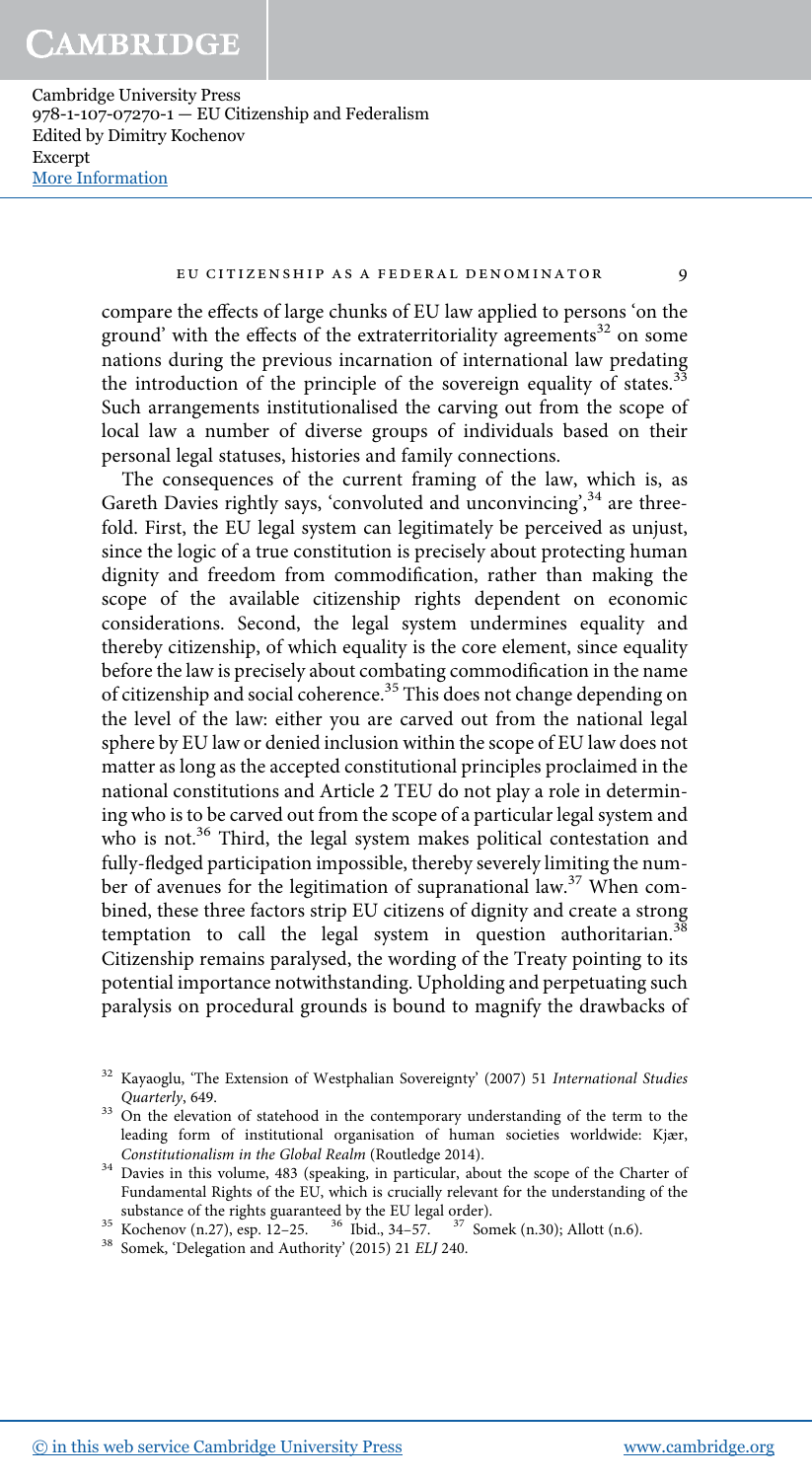compare the effects of large chunks of EU law applied to persons 'on the ground' with the effects of the extraterritoriality agreements[32] on some nations during the previous incarnation of international law predating the introduction of the principle of the sovereign equality of states.[33] Such arrangements institutionalised the carving out from the scope of local law a number of diverse groups of individuals based on their personal legal statuses, histories and family connections.

The consequences of the current framing of the law, which is, as Gareth Davies rightly says, 'convoluted and unconvincing',[34] are threefold. First, the EU legal system can legitimately be perceived as unjust, since the logic of a true constitution is precisely about protecting human dignity and freedom from commodification, rather than making the scope of the available citizenship rights dependent on economic considerations. Second, the legal system undermines equality and thereby citizenship, of which equality is the core element, since equality before the law is precisely about combating commodification in the name of citizenship and social coherence.[35] This does not change depending on the level of the law: either you are carved out from the national legal sphere by EU law or denied inclusion within the scope of EU law does not matter as long as the accepted constitutional principles proclaimed in the national constitutions and Article 2 TEU do not play a role in determining who is to be carved out from the scope of a particular legal system and who is not.[36] Third, the legal system makes political contestation and fully-fledged participation impossible, thereby severely limiting the number of avenues for the legitimation of supranational law.[37] When combined, these three factors strip EU citizens of dignity and create a strong temptation to call the legal system in question authoritarian.[38] Citizenship remains paralysed, the wording of the Treaty pointing to its potential importance notwithstanding. Upholding and perpetuating such paralysis on procedural grounds is bound to magnify the drawbacks of

---

[32] Kayaoglu, 'The Extension of Westphalian Sovereignty' (2007) 51 *International Studies Quarterly*, 649.

[33] On the elevation of statehood in the contemporary understanding of the term to the leading form of institutional organisation of human societies worldwide: Kjær, *Constitutionalism in the Global Realm* (Routledge 2014).

[34] Davies in this volume, 483 (speaking, in particular, about the scope of the Charter of Fundamental Rights of the EU, which is crucially relevant for the understanding of the substance of the rights guaranteed by the EU legal order).

[35] Kochenov (n.27), esp. 12–25. [36] Ibid., 34–57. [37] Somek (n.30); Allott (n.6).

[38] Somek, 'Delegation and Authority' (2015) 21 *ELJ* 240.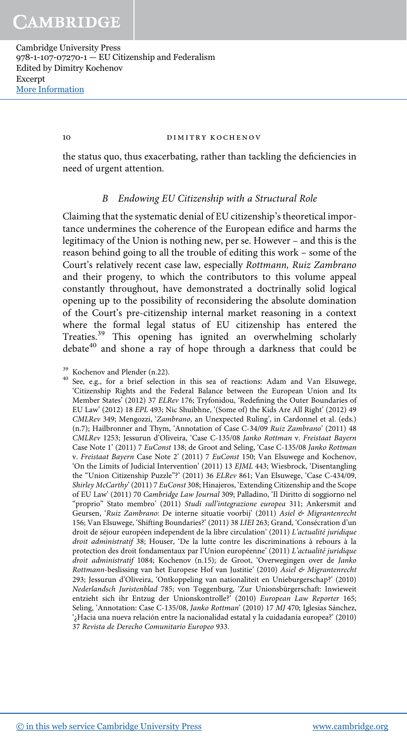the status quo, thus exacerbating, rather than tackling the deficiencies in need of urgent attention.

### *B Endowing EU Citizenship with a Structural Role*

Claiming that the systematic denial of EU citizenship's theoretical importance undermines the coherence of the European edifice and harms the legitimacy of the Union is nothing new, per se. However – and this is the reason behind going to all the trouble of editing this work – some of the Court's relatively recent case law, especially *Rottmann, Ruiz Zambrano* and their progeny, to which the contributors to this volume appeal constantly throughout, have demonstrated a doctrinally solid logical opening up to the possibility of reconsidering the absolute domination of the Court's pre-citizenship internal market reasoning in a context where the formal legal status of EU citizenship has entered the Treaties.[39] This opening has ignited an overwhelming scholarly debate[40] and shone a ray of hope through a darkness that could be

[39] Kochenov and Plender (n.22).

[40] See, e.g., for a brief selection in this sea of reactions: Adam and Van Elsuwege, 'Citizenship Rights and the Federal Balance between the European Union and Its Member States' (2012) 37 *ELRev* 176; Tryfonidou, 'Redefining the Outer Boundaries of EU Law' (2012) 18 *EPL* 493; Nic Shuibhne, '(Some of) the Kids Are All Right' (2012) 49 *CMLRev* 349; Mengozzi, '*Zambrano*, an Unexpected Ruling', in Cardonnel et al. (eds.) (n.7); Hailbronner and Thym, 'Annotation of Case C-34/09 *Ruiz Zambrano*' (2011) 48 *CMLRev* 1253; Jessurun d'Oliveira, 'Case C-135/08 *Janko Rottman* v. *Freistaat Bayern* Case Note 1' (2011) 7 *EuConst* 138; de Groot and Seling, 'Case C-135/08 *Janko Rottman* v. *Freistaat Bayern* Case Note 2' (2011) 7 *EuConst* 150; Van Elsuwege and Kochenov, 'On the Limits of Judicial Intervention' (2011) 13 *EJML* 443; Wiesbrock, 'Disentangling the "Union Citizenship Puzzle"?' (2011) 36 *ELRev* 861; Van Elsuwege, 'Case C-434/09, *Shirley McCarthy*' (2011) 7 *EuConst* 308; Hinajeros, 'Extending Citizenship and the Scope of EU Law' (2011) 70 *Cambridge Law Journal* 309; Palladino, 'Il Diritto di soggiorno nel "proprio" Stato membro' (2011) *Studi sull'integrazione europea* 311; Ankersmit and Geursen, '*Ruiz Zambrano*: De interne situatie voorbij' (2011) *Asiel & Migrantenrecht* 156; Van Elsuwege, 'Shifting Boundaries?' (2011) 38 *LIEI* 263; Grand, 'Consécration d'un droit de séjour européen independent de la libre circulation' (2011) *L'actualité juridique droit administratif* 38; Houser, 'De la lutte contre les discriminations à rebours à la protection des droit fondamentaux par l'Union européenne' (2011) *L'actualité juridique droit administratif* 1084; Kochenov (n.15); de Groot, 'Overwegingen over de *Janko Rottmann*-beslissing van het Europese Hof van Justitie' (2010) *Asiel & Migrantenrecht* 293; Jessurun d'Oliveira, 'Ontkoppeling van nationaliteit en Unieburgerschap?' (2010) *Nederlandsch Juristenblad* 785; von Toggenburg, 'Zur Unionsbürgerschaft: Inwieweit entzieht sich ihr Entzug der Unionskontrolle?' (2010) *European Law Reporter* 165; Seling, 'Annotation: Case C-135/08, *Janko Rottman*' (2010) 17 *MJ* 470; Iglesias Sánchez, '¿Hacia una nueva relación entre la nacionalidad estatal y la cuidadanía europea?' (2010) 37 *Revista de Derecho Comunitario Europeo* 933.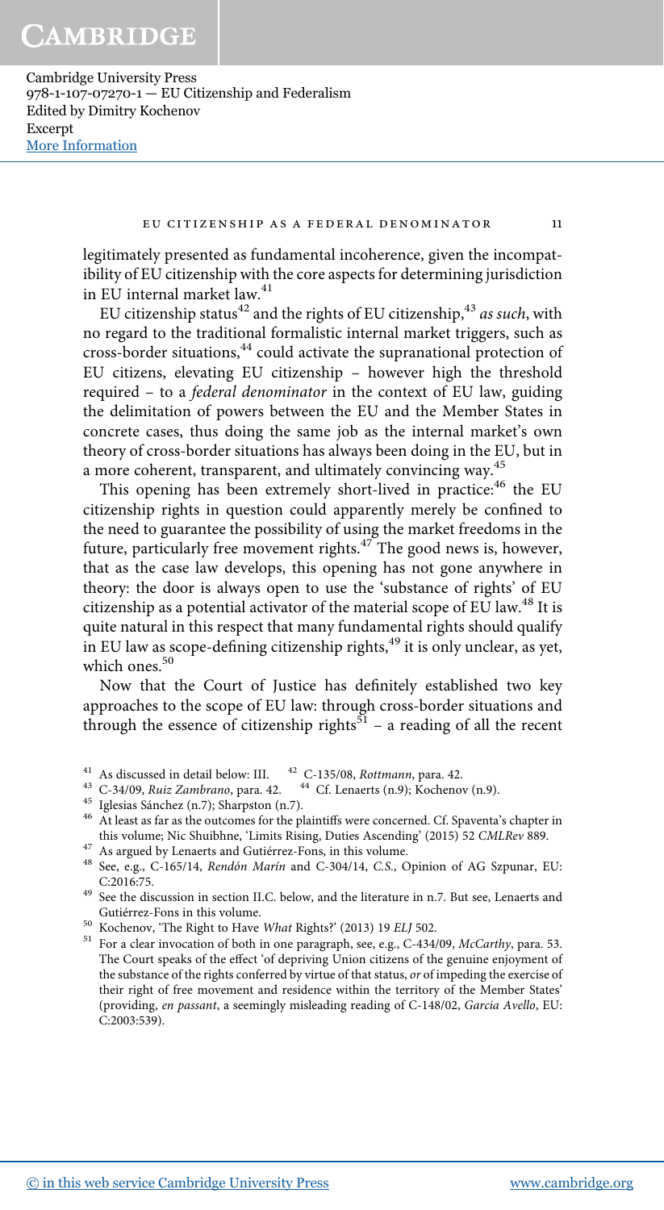legitimately presented as fundamental incoherence, given the incompatibility of EU citizenship with the core aspects for determining jurisdiction in EU internal market law.[41]

EU citizenship status[42] and the rights of EU citizenship,[43] *as such*, with no regard to the traditional formalistic internal market triggers, such as cross-border situations,[44] could activate the supranational protection of EU citizens, elevating EU citizenship – however high the threshold required – to a *federal denominator* in the context of EU law, guiding the delimitation of powers between the EU and the Member States in concrete cases, thus doing the same job as the internal market's own theory of cross-border situations has always been doing in the EU, but in a more coherent, transparent, and ultimately convincing way.[45]

This opening has been extremely short-lived in practice:[46] the EU citizenship rights in question could apparently merely be confined to the need to guarantee the possibility of using the market freedoms in the future, particularly free movement rights.[47] The good news is, however, that as the case law develops, this opening has not gone anywhere in theory: the door is always open to use the 'substance of rights' of EU citizenship as a potential activator of the material scope of EU law.[48] It is quite natural in this respect that many fundamental rights should qualify in EU law as scope-defining citizenship rights,[49] it is only unclear, as yet, which ones.[50]

Now that the Court of Justice has definitely established two key approaches to the scope of EU law: through cross-border situations and through the essence of citizenship rights[51] – a reading of all the recent

---

[41] As discussed in detail below: III. [42] C-135/08, *Rottmann*, para. 42.

[43] C-34/09, *Ruiz Zambrano*, para. 42. [44] Cf. Lenaerts (n.9); Kochenov (n.9).

[45] Iglesias Sánchez (n.7); Sharpston (n.7).

[46] At least as far as the outcomes for the plaintiffs were concerned. Cf. Spaventa's chapter in this volume; Nic Shuibhne, 'Limits Rising, Duties Ascending' (2015) 52 *CMLRev* 889.

[47] As argued by Lenaerts and Gutiérrez-Fons, in this volume.

[48] See, e.g., C-165/14, *Rendón Marín* and C-304/14, *C.S.*, Opinion of AG Szpunar, EU: C:2016:75.

[49] See the discussion in section II.C. below, and the literature in n.7. But see, Lenaerts and Gutiérrez-Fons in this volume.

[50] Kochenov, 'The Right to Have *What* Rights?' (2013) 19 *ELJ* 502.

[51] For a clear invocation of both in one paragraph, see, e.g., C-434/09, *McCarthy*, para. 53. The Court speaks of the effect 'of depriving Union citizens of the genuine enjoyment of the substance of the rights conferred by virtue of that status, *or* of impeding the exercise of their right of free movement and residence within the territory of the Member States' (providing, *en passant*, a seemingly misleading reading of C-148/02, *Garcia Avello*, EU: C:2003:539).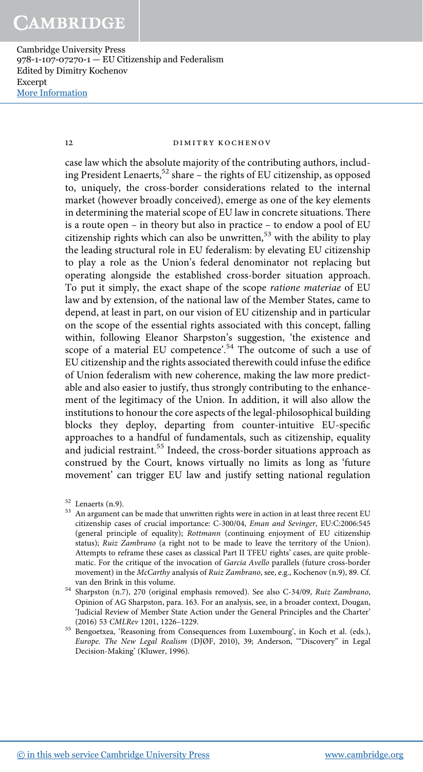case law which the absolute majority of the contributing authors, including President Lenaerts,[52] share – the rights of EU citizenship, as opposed to, uniquely, the cross-border considerations related to the internal market (however broadly conceived), emerge as one of the key elements in determining the material scope of EU law in concrete situations. There is a route open – in theory but also in practice – to endow a pool of EU citizenship rights which can also be unwritten,[53] with the ability to play the leading structural role in EU federalism: by elevating EU citizenship to play a role as the Union's federal denominator not replacing but operating alongside the established cross-border situation approach. To put it simply, the exact shape of the scope *ratione materiae* of EU law and by extension, of the national law of the Member States, came to depend, at least in part, on our vision of EU citizenship and in particular on the scope of the essential rights associated with this concept, falling within, following Eleanor Sharpston's suggestion, 'the existence and scope of a material EU competence'.[54] The outcome of such a use of EU citizenship and the rights associated therewith could infuse the edifice of Union federalism with new coherence, making the law more predictable and also easier to justify, thus strongly contributing to the enhancement of the legitimacy of the Union. In addition, it will also allow the institutions to honour the core aspects of the legal-philosophical building blocks they deploy, departing from counter-intuitive EU-specific approaches to a handful of fundamentals, such as citizenship, equality and judicial restraint.[55] Indeed, the cross-border situations approach as construed by the Court, knows virtually no limits as long as 'future movement' can trigger EU law and justify setting national regulation

[52] Lenaerts (n.9).

[53] An argument can be made that unwritten rights were in action in at least three recent EU citizenship cases of crucial importance: C-300/04, *Eman and Sevinger*, EU:C:2006:545 (general principle of equality); *Rottmann* (continuing enjoyment of EU citizenship status); *Ruiz Zambrano* (a right not to be made to leave the territory of the Union). Attempts to reframe these cases as classical Part II TFEU rights' cases, are quite problematic. For the critique of the invocation of *Garcia Avello* parallels (future cross-border movement) in the *McCarthy* analysis of *Ruiz Zambrano*, see, e.g., Kochenov (n.9), 89. Cf. van den Brink in this volume.

[54] Sharpston (n.7), 270 (original emphasis removed). See also C-34/09, *Ruiz Zambrano*, Opinion of AG Sharpston, para. 163. For an analysis, see, in a broader context, Dougan, 'Judicial Review of Member State Action under the General Principles and the Charter' (2016) 53 *CMLRev* 1201, 1226–1229.

[55] Bengoetxea, 'Reasoning from Consequences from Luxembourg', in Koch et al. (eds.), *Europe. The New Legal Realism* (DJØF, 2010), 39; Anderson, '"Discovery" in Legal Decision-Making' (Kluwer, 1996).